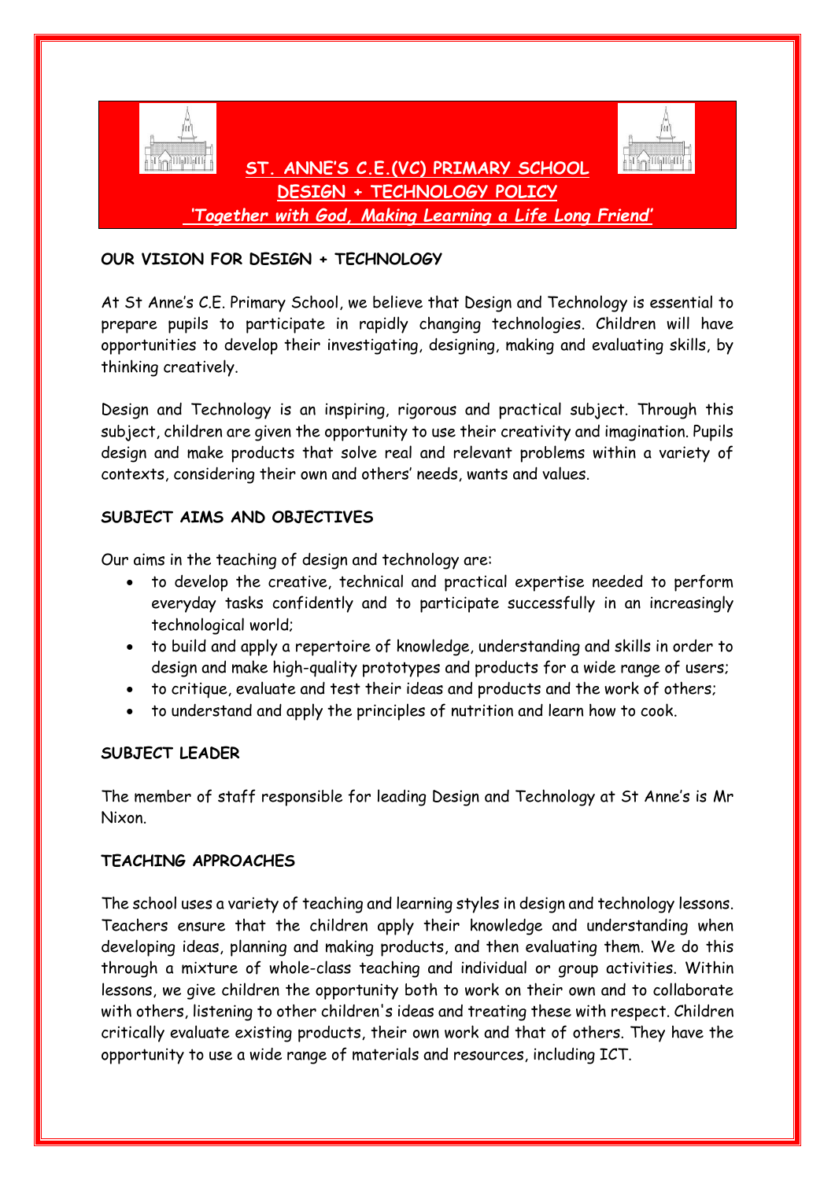# ST. ANNE'S C.E.(VC) PRIMARY SCHOOL
## DESIGN + TECHNOLOGY POLICY
*'Together with God, Making Learning a Life Long Friend'*

**OUR VISION FOR DESIGN + TECHNOLOGY**

At St Anne's C.E. Primary School, we believe that Design and Technology is essential to prepare pupils to participate in rapidly changing technologies. Children will have opportunities to develop their investigating, designing, making and evaluating skills, by thinking creatively.

Design and Technology is an inspiring, rigorous and practical subject. Through this subject, children are given the opportunity to use their creativity and imagination. Pupils design and make products that solve real and relevant problems within a variety of contexts, considering their own and others' needs, wants and values.

**SUBJECT AIMS AND OBJECTIVES**

Our aims in the teaching of design and technology are:

- to develop the creative, technical and practical expertise needed to perform everyday tasks confidently and to participate successfully in an increasingly technological world;
- to build and apply a repertoire of knowledge, understanding and skills in order to design and make high-quality prototypes and products for a wide range of users;
- to critique, evaluate and test their ideas and products and the work of others;
- to understand and apply the principles of nutrition and learn how to cook.

**SUBJECT LEADER**

The member of staff responsible for leading Design and Technology at St Anne's is Mr Nixon.

**TEACHING APPROACHES**

The school uses a variety of teaching and learning styles in design and technology lessons. Teachers ensure that the children apply their knowledge and understanding when developing ideas, planning and making products, and then evaluating them. We do this through a mixture of whole-class teaching and individual or group activities. Within lessons, we give children the opportunity both to work on their own and to collaborate with others, listening to other children's ideas and treating these with respect. Children critically evaluate existing products, their own work and that of others. They have the opportunity to use a wide range of materials and resources, including ICT.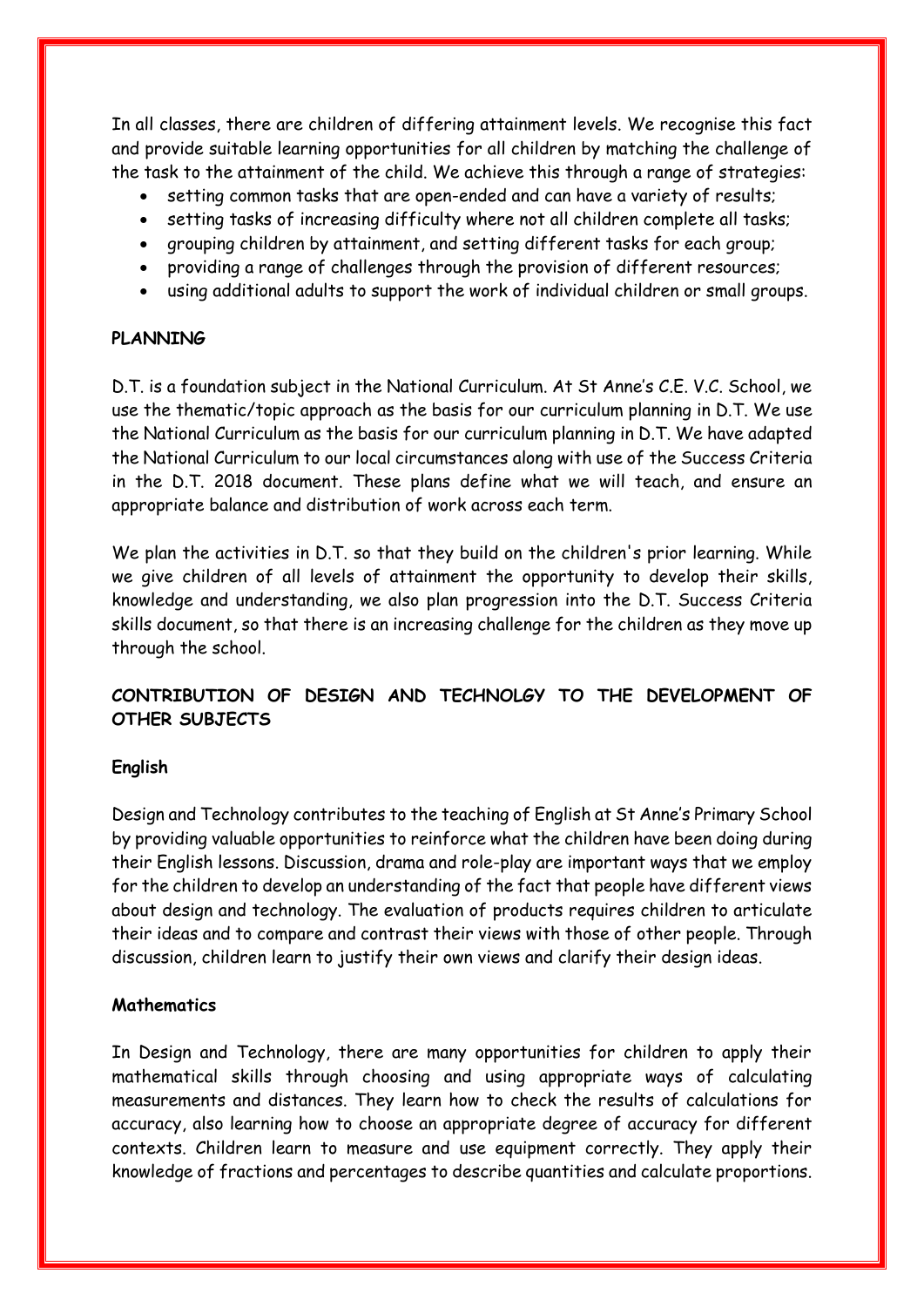In all classes, there are children of differing attainment levels. We recognise this fact and provide suitable learning opportunities for all children by matching the challenge of the task to the attainment of the child. We achieve this through a range of strategies:

- setting common tasks that are open-ended and can have a variety of results;
- setting tasks of increasing difficulty where not all children complete all tasks;
- grouping children by attainment, and setting different tasks for each group;
- providing a range of challenges through the provision of different resources;
- using additional adults to support the work of individual children or small groups.

## PLANNING

D.T. is a foundation subject in the National Curriculum. At St Anne's C.E. V.C. School, we use the thematic/topic approach as the basis for our curriculum planning in D.T. We use the National Curriculum as the basis for our curriculum planning in D.T. We have adapted the National Curriculum to our local circumstances along with use of the Success Criteria in the D.T. 2018 document. These plans define what we will teach, and ensure an appropriate balance and distribution of work across each term.

We plan the activities in D.T. so that they build on the children's prior learning. While we give children of all levels of attainment the opportunity to develop their skills, knowledge and understanding, we also plan progression into the D.T. Success Criteria skills document, so that there is an increasing challenge for the children as they move up through the school.

## CONTRIBUTION OF DESIGN AND TECHNOLGY TO THE DEVELOPMENT OF OTHER SUBJECTS

### English

Design and Technology contributes to the teaching of English at St Anne's Primary School by providing valuable opportunities to reinforce what the children have been doing during their English lessons. Discussion, drama and role-play are important ways that we employ for the children to develop an understanding of the fact that people have different views about design and technology. The evaluation of products requires children to articulate their ideas and to compare and contrast their views with those of other people. Through discussion, children learn to justify their own views and clarify their design ideas.

### Mathematics

In Design and Technology, there are many opportunities for children to apply their mathematical skills through choosing and using appropriate ways of calculating measurements and distances. They learn how to check the results of calculations for accuracy, also learning how to choose an appropriate degree of accuracy for different contexts. Children learn to measure and use equipment correctly. They apply their knowledge of fractions and percentages to describe quantities and calculate proportions.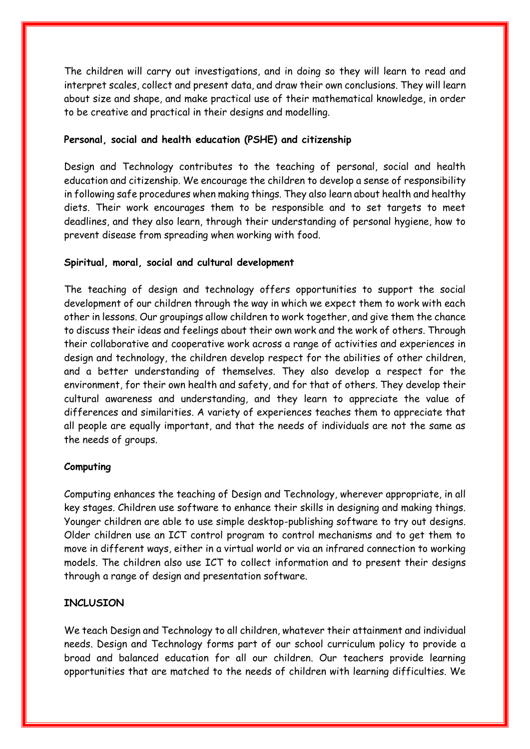The children will carry out investigations, and in doing so they will learn to read and interpret scales, collect and present data, and draw their own conclusions. They will learn about size and shape, and make practical use of their mathematical knowledge, in order to be creative and practical in their designs and modelling.

**Personal, social and health education (PSHE) and citizenship**

Design and Technology contributes to the teaching of personal, social and health education and citizenship. We encourage the children to develop a sense of responsibility in following safe procedures when making things. They also learn about health and healthy diets. Their work encourages them to be responsible and to set targets to meet deadlines, and they also learn, through their understanding of personal hygiene, how to prevent disease from spreading when working with food.

**Spiritual, moral, social and cultural development**

The teaching of design and technology offers opportunities to support the social development of our children through the way in which we expect them to work with each other in lessons. Our groupings allow children to work together, and give them the chance to discuss their ideas and feelings about their own work and the work of others. Through their collaborative and cooperative work across a range of activities and experiences in design and technology, the children develop respect for the abilities of other children, and a better understanding of themselves. They also develop a respect for the environment, for their own health and safety, and for that of others. They develop their cultural awareness and understanding, and they learn to appreciate the value of differences and similarities. A variety of experiences teaches them to appreciate that all people are equally important, and that the needs of individuals are not the same as the needs of groups.

**Computing**

Computing enhances the teaching of Design and Technology, wherever appropriate, in all key stages. Children use software to enhance their skills in designing and making things. Younger children are able to use simple desktop-publishing software to try out designs. Older children use an ICT control program to control mechanisms and to get them to move in different ways, either in a virtual world or via an infrared connection to working models. The children also use ICT to collect information and to present their designs through a range of design and presentation software.

**INCLUSION**

We teach Design and Technology to all children, whatever their attainment and individual needs. Design and Technology forms part of our school curriculum policy to provide a broad and balanced education for all our children. Our teachers provide learning opportunities that are matched to the needs of children with learning difficulties. We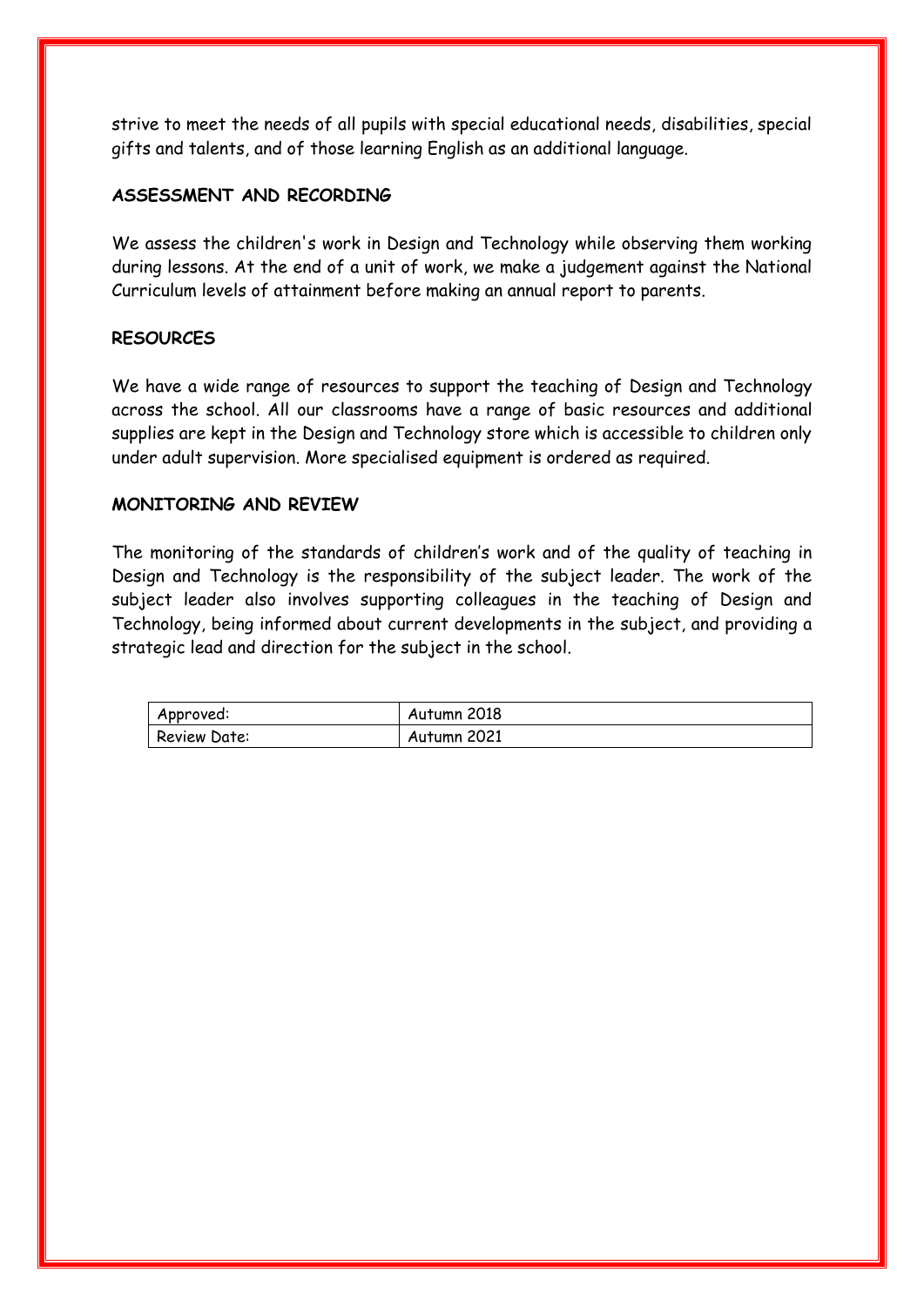strive to meet the needs of all pupils with special educational needs, disabilities, special gifts and talents, and of those learning English as an additional language.

**ASSESSMENT AND RECORDING**

We assess the children's work in Design and Technology while observing them working during lessons. At the end of a unit of work, we make a judgement against the National Curriculum levels of attainment before making an annual report to parents.

**RESOURCES**

We have a wide range of resources to support the teaching of Design and Technology across the school. All our classrooms have a range of basic resources and additional supplies are kept in the Design and Technology store which is accessible to children only under adult supervision. More specialised equipment is ordered as required.

**MONITORING AND REVIEW**

The monitoring of the standards of children's work and of the quality of teaching in Design and Technology is the responsibility of the subject leader. The work of the subject leader also involves supporting colleagues in the teaching of Design and Technology, being informed about current developments in the subject, and providing a strategic lead and direction for the subject in the school.

| | |
|---|---|
| Approved: | Autumn 2018 |
| Review Date: | Autumn 2021 |